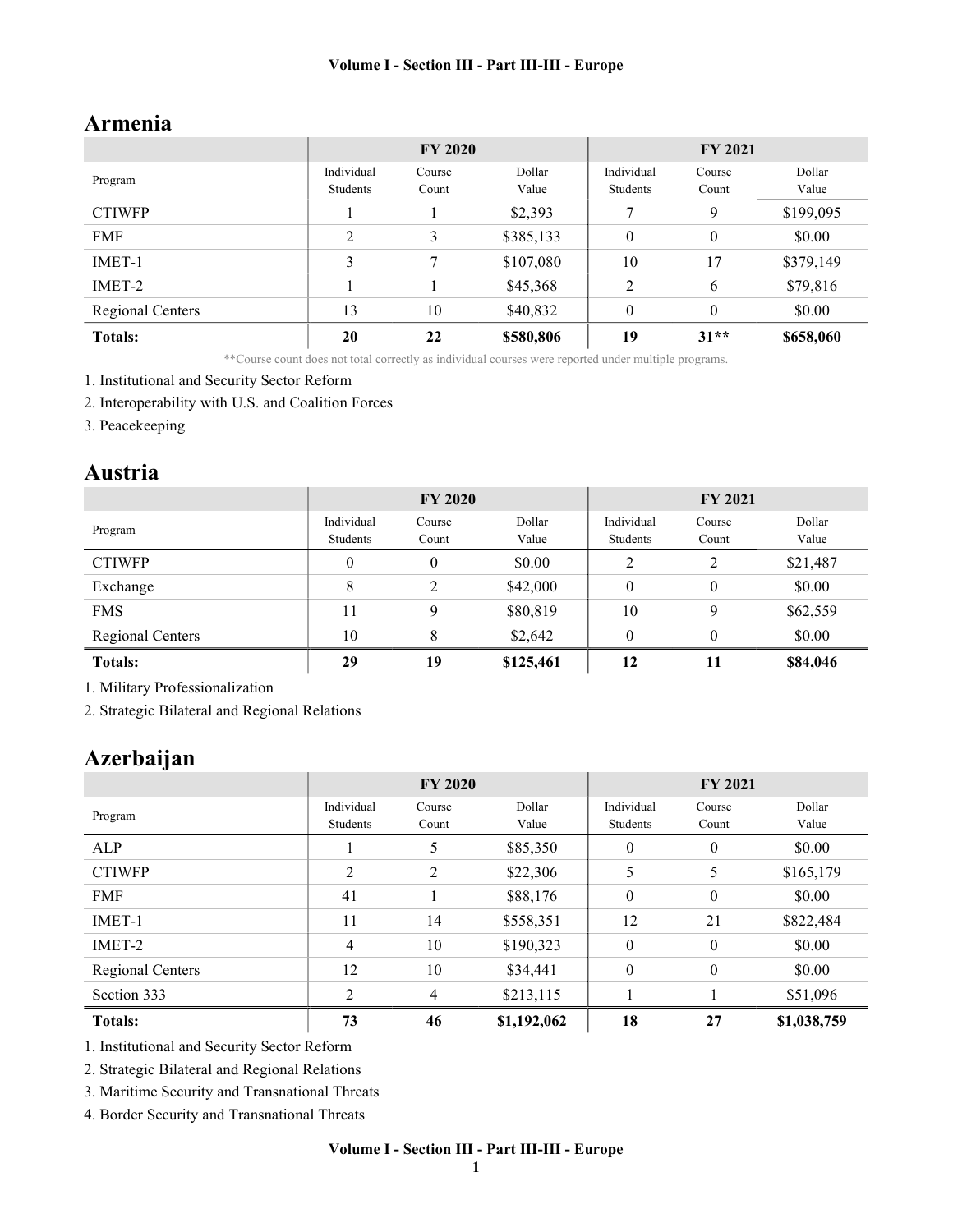## Armenia

| Program | FY 2020 | | | FY 2021 | | |
|---|---|---|---|---|---|---|
| | Individual Students | Course Count | Dollar Value | Individual Students | Course Count | Dollar Value |
| CTIWFP | 1 | 1 | $2,393 | 7 | 9 | $199,095 |
| FMF | 2 | 3 | $385,133 | 0 | 0 | $0.00 |
| IMET-1 | 3 | 7 | $107,080 | 10 | 17 | $379,149 |
| IMET-2 | 1 | 1 | $45,368 | 2 | 6 | $79,816 |
| Regional Centers | 13 | 10 | $40,832 | 0 | 0 | $0.00 |
| **Totals:** | **20** | **22** | **$580,806** | **19** | **31**** | **$658,060** |

**Course count does not total correctly as individual courses were reported under multiple programs.

1. Institutional and Security Sector Reform
2. Interoperability with U.S. and Coalition Forces
3. Peacekeeping

## Austria

| Program | FY 2020 | | | FY 2021 | | |
|---|---|---|---|---|---|---|
| | Individual Students | Course Count | Dollar Value | Individual Students | Course Count | Dollar Value |
| CTIWFP | 0 | 0 | $0.00 | 2 | 2 | $21,487 |
| Exchange | 8 | 2 | $42,000 | 0 | 0 | $0.00 |
| FMS | 11 | 9 | $80,819 | 10 | 9 | $62,559 |
| Regional Centers | 10 | 8 | $2,642 | 0 | 0 | $0.00 |
| **Totals:** | **29** | **19** | **$125,461** | **12** | **11** | **$84,046** |

1. Military Professionalization
2. Strategic Bilateral and Regional Relations

## Azerbaijan

| Program | FY 2020 | | | FY 2021 | | |
|---|---|---|---|---|---|---|
| | Individual Students | Course Count | Dollar Value | Individual Students | Course Count | Dollar Value |
| ALP | 1 | 5 | $85,350 | 0 | 0 | $0.00 |
| CTIWFP | 2 | 2 | $22,306 | 5 | 5 | $165,179 |
| FMF | 41 | 1 | $88,176 | 0 | 0 | $0.00 |
| IMET-1 | 11 | 14 | $558,351 | 12 | 21 | $822,484 |
| IMET-2 | 4 | 10 | $190,323 | 0 | 0 | $0.00 |
| Regional Centers | 12 | 10 | $34,441 | 0 | 0 | $0.00 |
| Section 333 | 2 | 4 | $213,115 | 1 | 1 | $51,096 |
| **Totals:** | **73** | **46** | **$1,192,062** | **18** | **27** | **$1,038,759** |

1. Institutional and Security Sector Reform
2. Strategic Bilateral and Regional Relations
3. Maritime Security and Transnational Threats
4. Border Security and Transnational Threats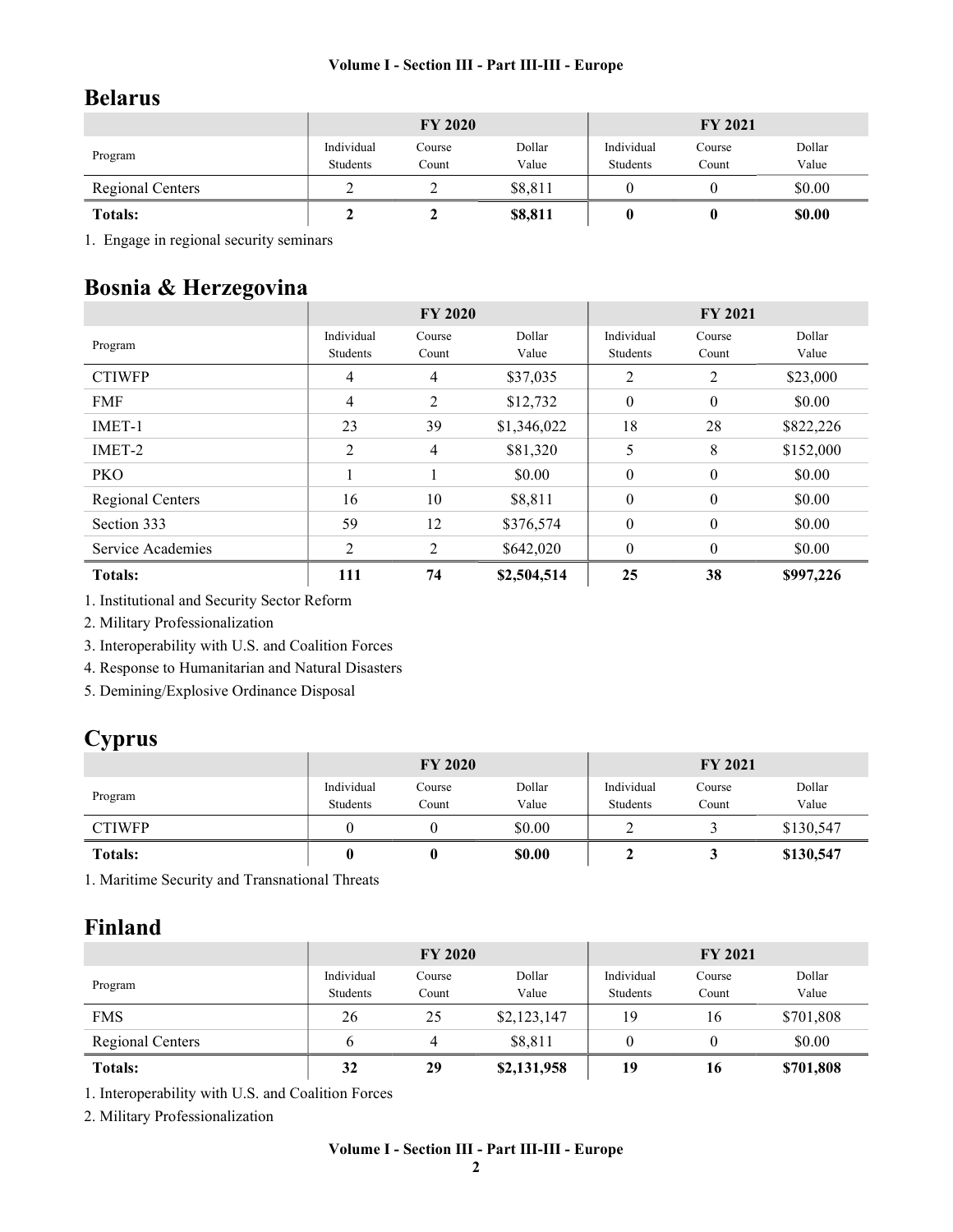## Belarus

| Program | FY 2020 | | | FY 2021 | | |
|---|---|---|---|---|---|---|
| | Individual Students | Course Count | Dollar Value | Individual Students | Course Count | Dollar Value |
| Regional Centers | 2 | 2 | $8,811 | 0 | 0 | $0.00 |
| **Totals:** | **2** | **2** | **$8,811** | **0** | **0** | **$0.00** |

1. Engage in regional security seminars

## Bosnia & Herzegovina

| Program | FY 2020 | | | FY 2021 | | |
|---|---|---|---|---|---|---|
| | Individual Students | Course Count | Dollar Value | Individual Students | Course Count | Dollar Value |
| CTIWFP | 4 | 4 | $37,035 | 2 | 2 | $23,000 |
| FMF | 4 | 2 | $12,732 | 0 | 0 | $0.00 |
| IMET-1 | 23 | 39 | $1,346,022 | 18 | 28 | $822,226 |
| IMET-2 | 2 | 4 | $81,320 | 5 | 8 | $152,000 |
| PKO | 1 | 1 | $0.00 | 0 | 0 | $0.00 |
| Regional Centers | 16 | 10 | $8,811 | 0 | 0 | $0.00 |
| Section 333 | 59 | 12 | $376,574 | 0 | 0 | $0.00 |
| Service Academies | 2 | 2 | $642,020 | 0 | 0 | $0.00 |
| **Totals:** | **111** | **74** | **$2,504,514** | **25** | **38** | **$997,226** |

1. Institutional and Security Sector Reform
2. Military Professionalization
3. Interoperability with U.S. and Coalition Forces
4. Response to Humanitarian and Natural Disasters
5. Demining/Explosive Ordinance Disposal

## Cyprus

| Program | FY 2020 | | | FY 2021 | | |
|---|---|---|---|---|---|---|
| | Individual Students | Course Count | Dollar Value | Individual Students | Course Count | Dollar Value |
| CTIWFP | 0 | 0 | $0.00 | 2 | 3 | $130,547 |
| **Totals:** | **0** | **0** | **$0.00** | **2** | **3** | **$130,547** |

1. Maritime Security and Transnational Threats

## Finland

| Program | FY 2020 | | | FY 2021 | | |
|---|---|---|---|---|---|---|
| | Individual Students | Course Count | Dollar Value | Individual Students | Course Count | Dollar Value |
| FMS | 26 | 25 | $2,123,147 | 19 | 16 | $701,808 |
| Regional Centers | 6 | 4 | $8,811 | 0 | 0 | $0.00 |
| **Totals:** | **32** | **29** | **$2,131,958** | **19** | **16** | **$701,808** |

1. Interoperability with U.S. and Coalition Forces
2. Military Professionalization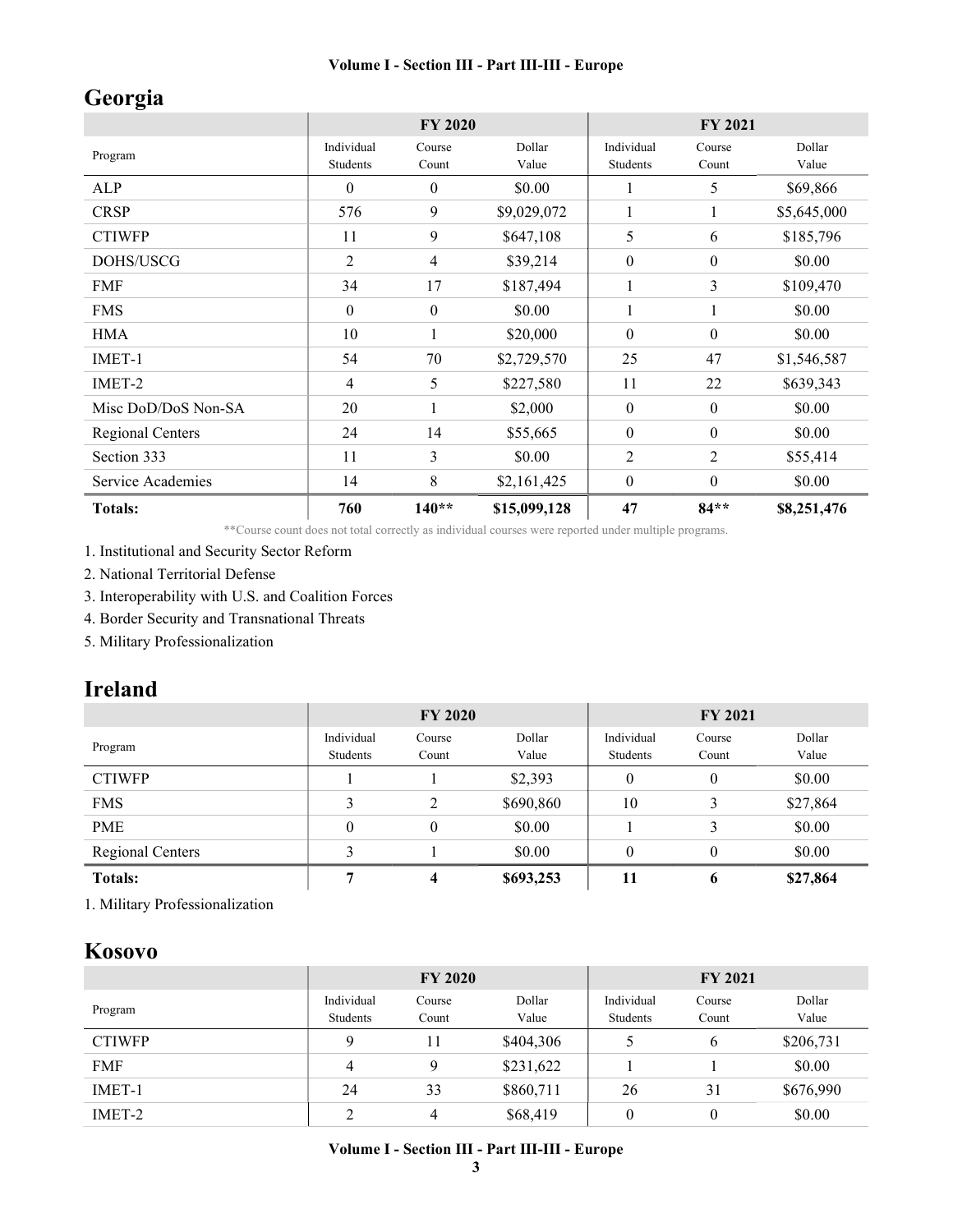# Georgia

| Program | FY 2020 | | | FY 2021 | | |
|---|---|---|---|---|---|---|
| | Individual Students | Course Count | Dollar Value | Individual Students | Course Count | Dollar Value |
| ALP | 0 | 0 | $0.00 | 1 | 5 | $69,866 |
| CRSP | 576 | 9 | $9,029,072 | 1 | 1 | $5,645,000 |
| CTIWFP | 11 | 9 | $647,108 | 5 | 6 | $185,796 |
| DOHS/USCG | 2 | 4 | $39,214 | 0 | 0 | $0.00 |
| FMF | 34 | 17 | $187,494 | 1 | 3 | $109,470 |
| FMS | 0 | 0 | $0.00 | 1 | 1 | $0.00 |
| HMA | 10 | 1 | $20,000 | 0 | 0 | $0.00 |
| IMET-1 | 54 | 70 | $2,729,570 | 25 | 47 | $1,546,587 |
| IMET-2 | 4 | 5 | $227,580 | 11 | 22 | $639,343 |
| Misc DoD/DoS Non-SA | 20 | 1 | $2,000 | 0 | 0 | $0.00 |
| Regional Centers | 24 | 14 | $55,665 | 0 | 0 | $0.00 |
| Section 333 | 11 | 3 | $0.00 | 2 | 2 | $55,414 |
| Service Academies | 14 | 8 | $2,161,425 | 0 | 0 | $0.00 |
| **Totals:** | **760** | **140**** | **$15,099,128** | **47** | **84**** | **$8,251,476** |

**Course count does not total correctly as individual courses were reported under multiple programs.

1. Institutional and Security Sector Reform
2. National Territorial Defense
3. Interoperability with U.S. and Coalition Forces
4. Border Security and Transnational Threats
5. Military Professionalization

# Ireland

| Program | FY 2020 | | | FY 2021 | | |
|---|---|---|---|---|---|---|
| | Individual Students | Course Count | Dollar Value | Individual Students | Course Count | Dollar Value |
| CTIWFP | 1 | 1 | $2,393 | 0 | 0 | $0.00 |
| FMS | 3 | 2 | $690,860 | 10 | 3 | $27,864 |
| PME | 0 | 0 | $0.00 | 1 | 3 | $0.00 |
| Regional Centers | 3 | 1 | $0.00 | 0 | 0 | $0.00 |
| **Totals:** | **7** | **4** | **$693,253** | **11** | **6** | **$27,864** |

1. Military Professionalization

# Kosovo

| Program | FY 2020 | | | FY 2021 | | |
|---|---|---|---|---|---|---|
| | Individual Students | Course Count | Dollar Value | Individual Students | Course Count | Dollar Value |
| CTIWFP | 9 | 11 | $404,306 | 5 | 6 | $206,731 |
| FMF | 4 | 9 | $231,622 | 1 | 1 | $0.00 |
| IMET-1 | 24 | 33 | $860,711 | 26 | 31 | $676,990 |
| IMET-2 | 2 | 4 | $68,419 | 0 | 0 | $0.00 |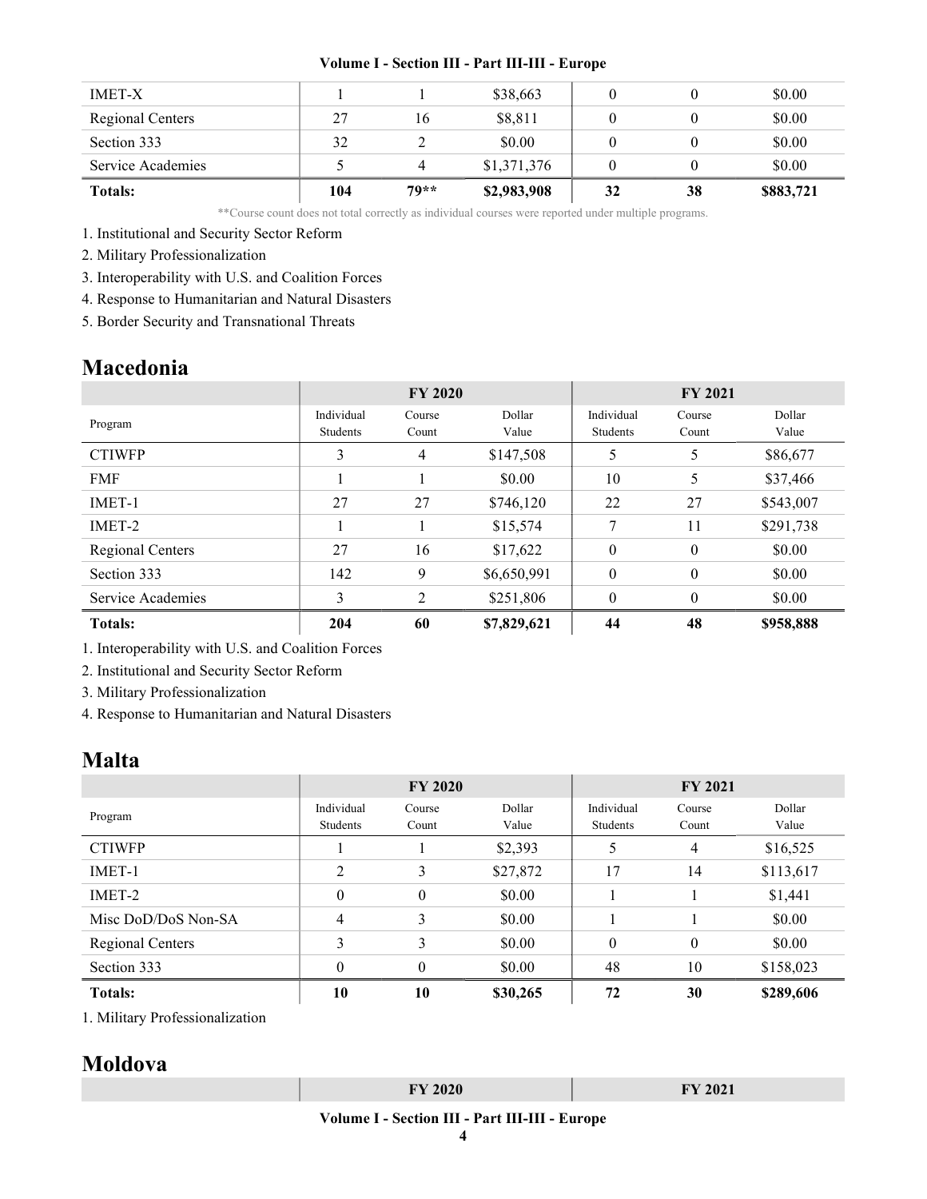| IMET-X | 1 | 1 | \$38,663 | 0 | 0 | \$0.00 |
|---|---|---|---|---|---|---|
| Regional Centers | 27 | 16 | \$8,811 | 0 | 0 | \$0.00 |
| Section 333 | 32 | 2 | \$0.00 | 0 | 0 | \$0.00 |
| Service Academies | 5 | 4 | \$1,371,376 | 0 | 0 | \$0.00 |
| **Totals:** | **104** | **79**** | **\$2,983,908** | **32** | **38** | **\$883,721** |

**Course count does not total correctly as individual courses were reported under multiple programs.

1. Institutional and Security Sector Reform
2. Military Professionalization
3. Interoperability with U.S. and Coalition Forces
4. Response to Humanitarian and Natural Disasters
5. Border Security and Transnational Threats

## Macedonia

| | FY 2020 | | | FY 2021 | | |
|---|---|---|---|---|---|---|
| Program | Individual Students | Course Count | Dollar Value | Individual Students | Course Count | Dollar Value |
| CTIWFP | 3 | 4 | \$147,508 | 5 | 5 | \$86,677 |
| FMF | 1 | 1 | \$0.00 | 10 | 5 | \$37,466 |
| IMET-1 | 27 | 27 | \$746,120 | 22 | 27 | \$543,007 |
| IMET-2 | 1 | 1 | \$15,574 | 7 | 11 | \$291,738 |
| Regional Centers | 27 | 16 | \$17,622 | 0 | 0 | \$0.00 |
| Section 333 | 142 | 9 | \$6,650,991 | 0 | 0 | \$0.00 |
| Service Academies | 3 | 2 | \$251,806 | 0 | 0 | \$0.00 |
| **Totals:** | **204** | **60** | **\$7,829,621** | **44** | **48** | **\$958,888** |

1. Interoperability with U.S. and Coalition Forces
2. Institutional and Security Sector Reform
3. Military Professionalization
4. Response to Humanitarian and Natural Disasters

## Malta

| | FY 2020 | | | FY 2021 | | |
|---|---|---|---|---|---|---|
| Program | Individual Students | Course Count | Dollar Value | Individual Students | Course Count | Dollar Value |
| CTIWFP | 1 | 1 | \$2,393 | 5 | 4 | \$16,525 |
| IMET-1 | 2 | 3 | \$27,872 | 17 | 14 | \$113,617 |
| IMET-2 | 0 | 0 | \$0.00 | 1 | 1 | \$1,441 |
| Misc DoD/DoS Non-SA | 4 | 3 | \$0.00 | 1 | 1 | \$0.00 |
| Regional Centers | 3 | 3 | \$0.00 | 0 | 0 | \$0.00 |
| Section 333 | 0 | 0 | \$0.00 | 48 | 10 | \$158,023 |
| **Totals:** | **10** | **10** | **\$30,265** | **72** | **30** | **\$289,606** |

1. Military Professionalization

## Moldova

| | FY 2020 | FY 2021 |
|---|---|---|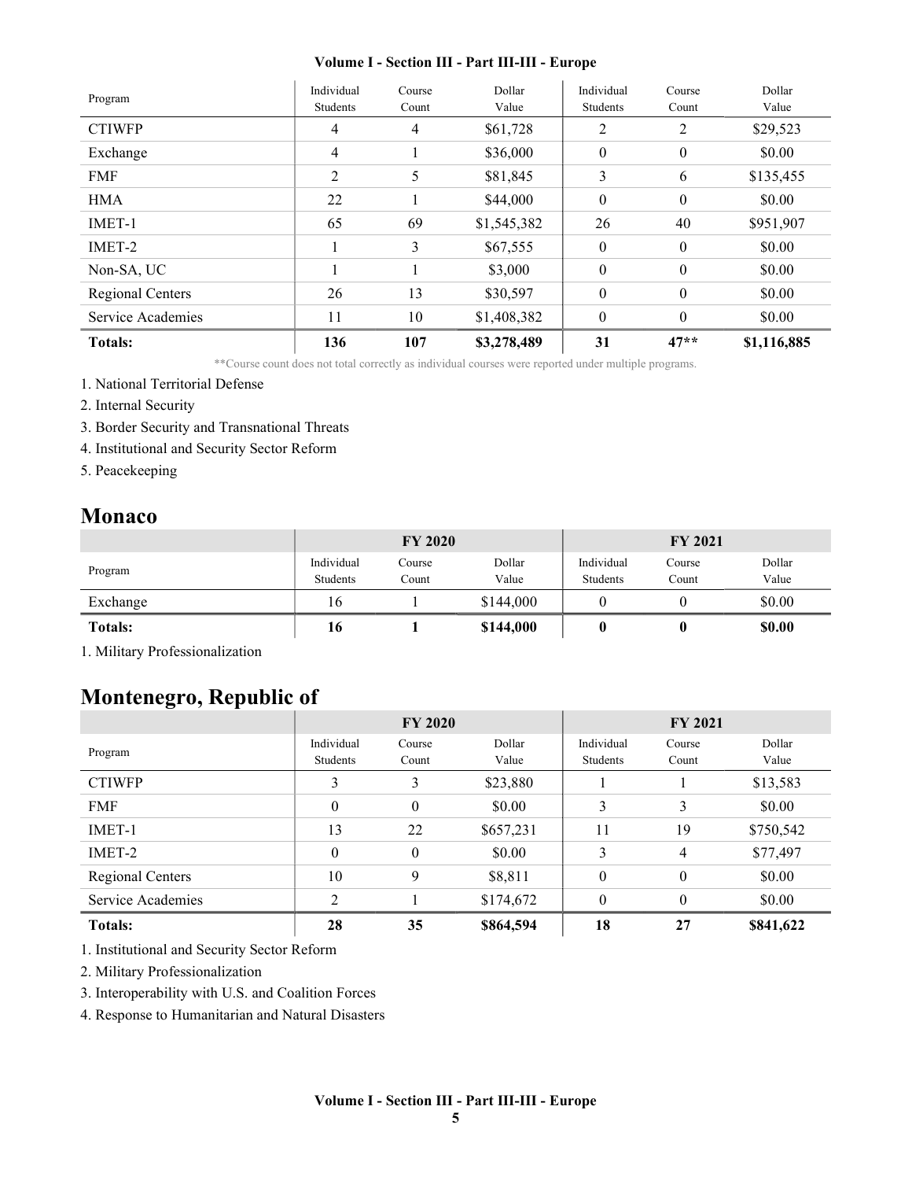| Program | Individual Students | Course Count | Dollar Value | Individual Students | Course Count | Dollar Value |
|---|---|---|---|---|---|---|
| CTIWFP | 4 | 4 | $61,728 | 2 | 2 | $29,523 |
| Exchange | 4 | 1 | $36,000 | 0 | 0 | $0.00 |
| FMF | 2 | 5 | $81,845 | 3 | 6 | $135,455 |
| HMA | 22 | 1 | $44,000 | 0 | 0 | $0.00 |
| IMET-1 | 65 | 69 | $1,545,382 | 26 | 40 | $951,907 |
| IMET-2 | 1 | 3 | $67,555 | 0 | 0 | $0.00 |
| Non-SA, UC | 1 | 1 | $3,000 | 0 | 0 | $0.00 |
| Regional Centers | 26 | 13 | $30,597 | 0 | 0 | $0.00 |
| Service Academies | 11 | 10 | $1,408,382 | 0 | 0 | $0.00 |
| **Totals:** | **136** | **107** | **$3,278,489** | **31** | **47**** | **$1,116,885** |

**Course count does not total correctly as individual courses were reported under multiple programs.

1. National Territorial Defense
2. Internal Security
3. Border Security and Transnational Threats
4. Institutional and Security Sector Reform
5. Peacekeeping

## Monaco

| | FY 2020 | | | FY 2021 | | |
|---|---|---|---|---|---|---|
| Program | Individual Students | Course Count | Dollar Value | Individual Students | Course Count | Dollar Value |
| Exchange | 16 | 1 | $144,000 | 0 | 0 | $0.00 |
| **Totals:** | **16** | **1** | **$144,000** | **0** | **0** | **$0.00** |

1. Military Professionalization

## Montenegro, Republic of

| | FY 2020 | | | FY 2021 | | |
|---|---|---|---|---|---|---|
| Program | Individual Students | Course Count | Dollar Value | Individual Students | Course Count | Dollar Value |
| CTIWFP | 3 | 3 | $23,880 | 1 | 1 | $13,583 |
| FMF | 0 | 0 | $0.00 | 3 | 3 | $0.00 |
| IMET-1 | 13 | 22 | $657,231 | 11 | 19 | $750,542 |
| IMET-2 | 0 | 0 | $0.00 | 3 | 4 | $77,497 |
| Regional Centers | 10 | 9 | $8,811 | 0 | 0 | $0.00 |
| Service Academies | 2 | 1 | $174,672 | 0 | 0 | $0.00 |
| **Totals:** | **28** | **35** | **$864,594** | **18** | **27** | **$841,622** |

1. Institutional and Security Sector Reform
2. Military Professionalization
3. Interoperability with U.S. and Coalition Forces
4. Response to Humanitarian and Natural Disasters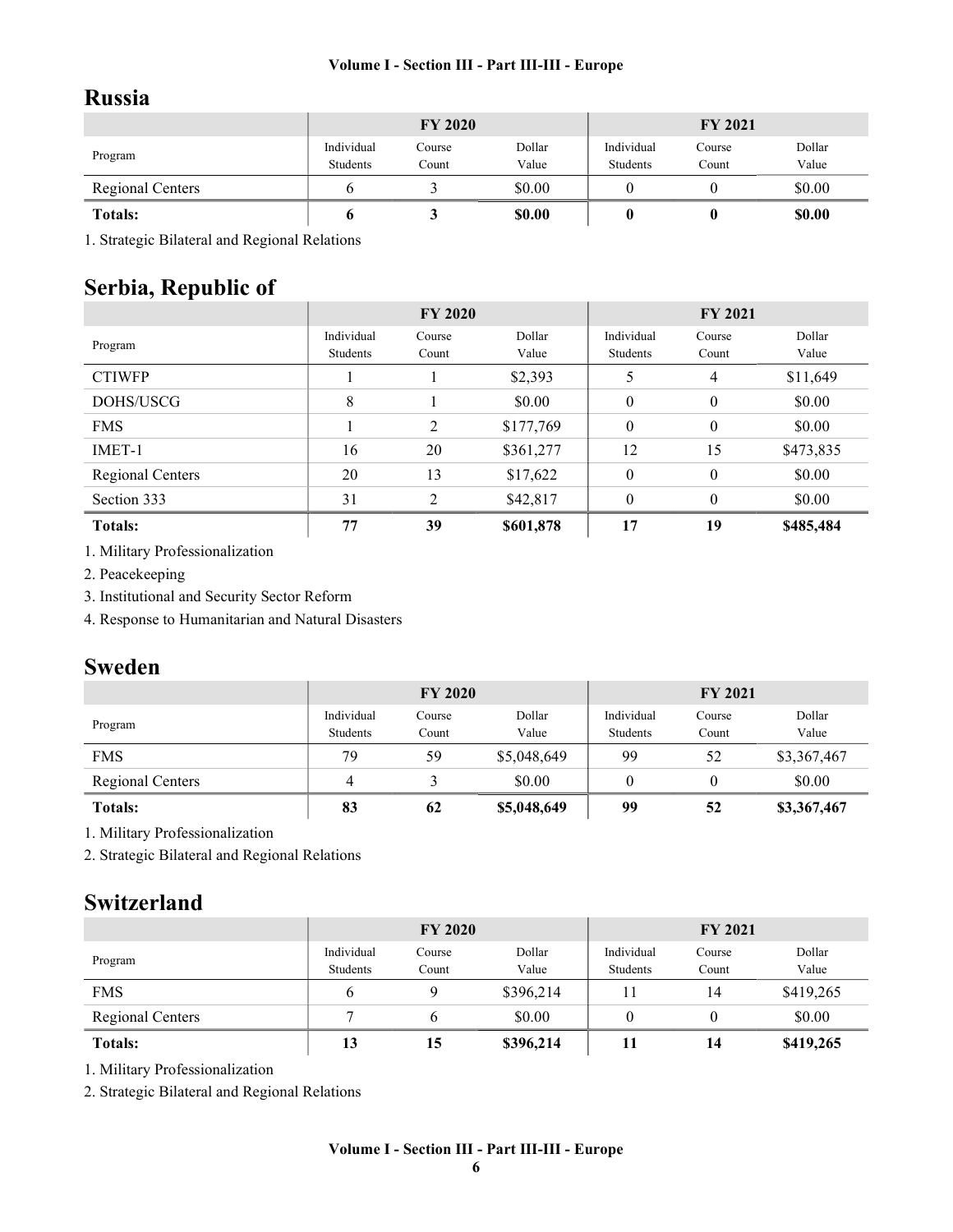## Russia

| | FY 2020 | | | FY 2021 | | |
|---|---|---|---|---|---|---|
| Program | Individual Students | Course Count | Dollar Value | Individual Students | Course Count | Dollar Value |
| Regional Centers | 6 | 3 | $0.00 | 0 | 0 | $0.00 |
| **Totals:** | **6** | **3** | **$0.00** | **0** | **0** | **$0.00** |

1. Strategic Bilateral and Regional Relations

## Serbia, Republic of

| | FY 2020 | | | FY 2021 | | |
|---|---|---|---|---|---|---|
| Program | Individual Students | Course Count | Dollar Value | Individual Students | Course Count | Dollar Value |
| CTIWFP | 1 | 1 | $2,393 | 5 | 4 | $11,649 |
| DOHS/USCG | 8 | 1 | $0.00 | 0 | 0 | $0.00 |
| FMS | 1 | 2 | $177,769 | 0 | 0 | $0.00 |
| IMET-1 | 16 | 20 | $361,277 | 12 | 15 | $473,835 |
| Regional Centers | 20 | 13 | $17,622 | 0 | 0 | $0.00 |
| Section 333 | 31 | 2 | $42,817 | 0 | 0 | $0.00 |
| **Totals:** | **77** | **39** | **$601,878** | **17** | **19** | **$485,484** |

1. Military Professionalization
2. Peacekeeping
3. Institutional and Security Sector Reform
4. Response to Humanitarian and Natural Disasters

## Sweden

| | FY 2020 | | | FY 2021 | | |
|---|---|---|---|---|---|---|
| Program | Individual Students | Course Count | Dollar Value | Individual Students | Course Count | Dollar Value |
| FMS | 79 | 59 | $5,048,649 | 99 | 52 | $3,367,467 |
| Regional Centers | 4 | 3 | $0.00 | 0 | 0 | $0.00 |
| **Totals:** | **83** | **62** | **$5,048,649** | **99** | **52** | **$3,367,467** |

1. Military Professionalization
2. Strategic Bilateral and Regional Relations

## Switzerland

| | FY 2020 | | | FY 2021 | | |
|---|---|---|---|---|---|---|
| Program | Individual Students | Course Count | Dollar Value | Individual Students | Course Count | Dollar Value |
| FMS | 6 | 9 | $396,214 | 11 | 14 | $419,265 |
| Regional Centers | 7 | 6 | $0.00 | 0 | 0 | $0.00 |
| **Totals:** | **13** | **15** | **$396,214** | **11** | **14** | **$419,265** |

1. Military Professionalization
2. Strategic Bilateral and Regional Relations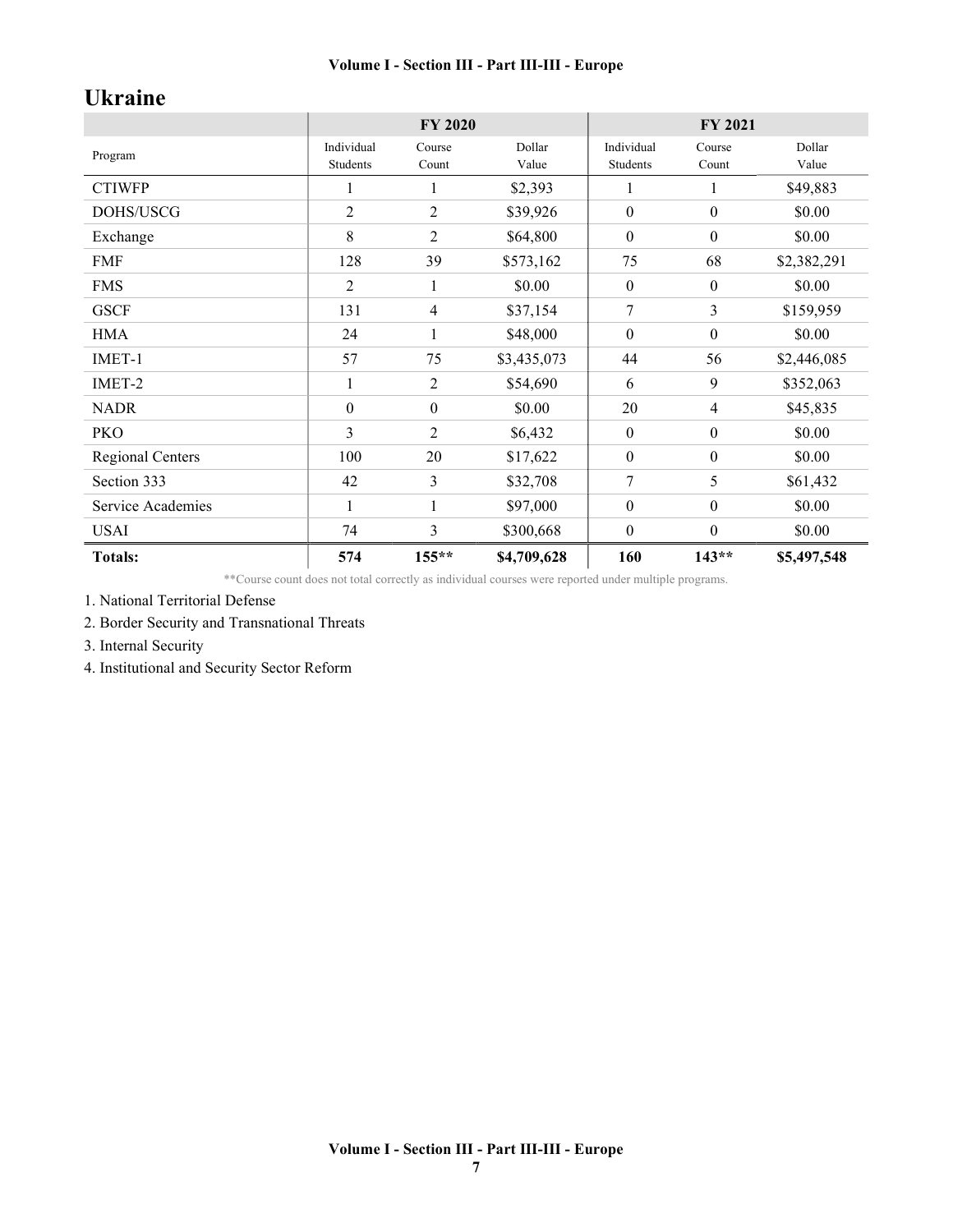# Ukraine

| Program | FY 2020 | | | FY 2021 | | |
|---|---|---|---|---|---|---|
| | Individual Students | Course Count | Dollar Value | Individual Students | Course Count | Dollar Value |
| CTIWFP | 1 | 1 | $2,393 | 1 | 1 | $49,883 |
| DOHS/USCG | 2 | 2 | $39,926 | 0 | 0 | $0.00 |
| Exchange | 8 | 2 | $64,800 | 0 | 0 | $0.00 |
| FMF | 128 | 39 | $573,162 | 75 | 68 | $2,382,291 |
| FMS | 2 | 1 | $0.00 | 0 | 0 | $0.00 |
| GSCF | 131 | 4 | $37,154 | 7 | 3 | $159,959 |
| HMA | 24 | 1 | $48,000 | 0 | 0 | $0.00 |
| IMET-1 | 57 | 75 | $3,435,073 | 44 | 56 | $2,446,085 |
| IMET-2 | 1 | 2 | $54,690 | 6 | 9 | $352,063 |
| NADR | 0 | 0 | $0.00 | 20 | 4 | $45,835 |
| PKO | 3 | 2 | $6,432 | 0 | 0 | $0.00 |
| Regional Centers | 100 | 20 | $17,622 | 0 | 0 | $0.00 |
| Section 333 | 42 | 3 | $32,708 | 7 | 5 | $61,432 |
| Service Academies | 1 | 1 | $97,000 | 0 | 0 | $0.00 |
| USAI | 74 | 3 | $300,668 | 0 | 0 | $0.00 |
| **Totals:** | **574** | **155**** | **$4,709,628** | **160** | **143**** | **$5,497,548** |

**Course count does not total correctly as individual courses were reported under multiple programs.

1. National Territorial Defense
2. Border Security and Transnational Threats
3. Internal Security
4. Institutional and Security Sector Reform